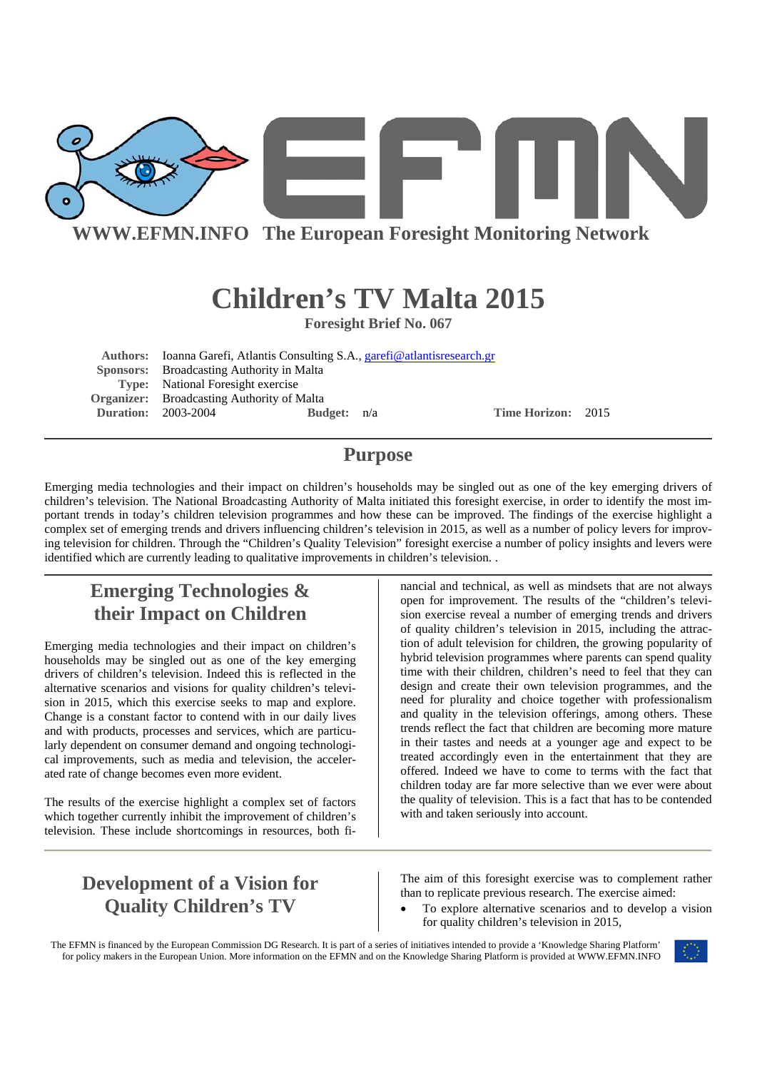WWW.EFMN.INFO The European Foresight Monitoring Network

# Children's TV Malta 2015

**Foresight Brief No. 067**

**Authors:** Ioanna Garefi, Atlantis Consulting S.A., garefi@atlantisresearch.gr
**Sponsors:** Broadcasting Authority in Malta
**Type:** National Foresight exercise
**Organizer:** Broadcasting Authority of Malta
**Duration:** 2003-2004 **Budget:** n/a **Time Horizon:** 2015

## Purpose

Emerging media technologies and their impact on children's households may be singled out as one of the key emerging drivers of children's television. The National Broadcasting Authority of Malta initiated this foresight exercise, in order to identify the most important trends in today's children television programmes and how these can be improved. The findings of the exercise highlight a complex set of emerging trends and drivers influencing children's television in 2015, as well as a number of policy levers for improving television for children. Through the "Children's Quality Television" foresight exercise a number of policy insights and levers were identified which are currently leading to qualitative improvements in children's television. .

## Emerging Technologies & their Impact on Children

Emerging media technologies and their impact on children's households may be singled out as one of the key emerging drivers of children's television. Indeed this is reflected in the alternative scenarios and visions for quality children's television in 2015, which this exercise seeks to map and explore. Change is a constant factor to contend with in our daily lives and with products, processes and services, which are particularly dependent on consumer demand and ongoing technological improvements, such as media and television, the accelerated rate of change becomes even more evident.

The results of the exercise highlight a complex set of factors which together currently inhibit the improvement of children's television. These include shortcomings in resources, both financial and technical, as well as mindsets that are not always open for improvement. The results of the "children's television exercise reveal a number of emerging trends and drivers of quality children's television in 2015, including the attraction of adult television for children, the growing popularity of hybrid television programmes where parents can spend quality time with their children, children's need to feel that they can design and create their own television programmes, and the need for plurality and choice together with professionalism and quality in the television offerings, among others. These trends reflect the fact that children are becoming more mature in their tastes and needs at a younger age and expect to be treated accordingly even in the entertainment that they are offered. Indeed we have to come to terms with the fact that children today are far more selective than we ever were about the quality of television. This is a fact that has to be contended with and taken seriously into account.

## Development of a Vision for Quality Children's TV

The aim of this foresight exercise was to complement rather than to replicate previous research. The exercise aimed:

- To explore alternative scenarios and to develop a vision for quality children's television in 2015,

The EFMN is financed by the European Commission DG Research. It is part of a series of initiatives intended to provide a 'Knowledge Sharing Platform' for policy makers in the European Union. More information on the EFMN and on the Knowledge Sharing Platform is provided at WWW.EFMN.INFO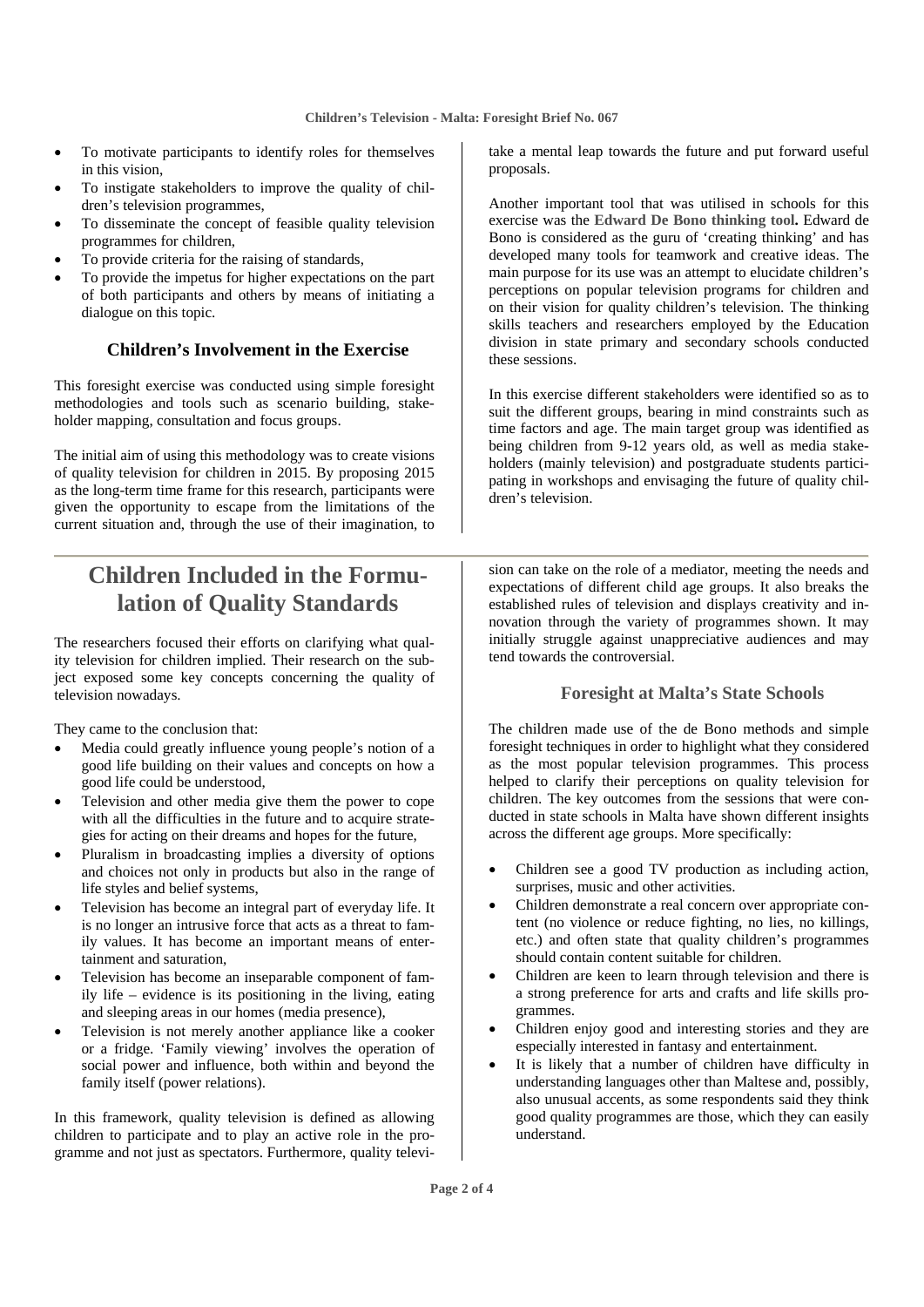- To motivate participants to identify roles for themselves in this vision,
- To instigate stakeholders to improve the quality of children's television programmes,
- To disseminate the concept of feasible quality television programmes for children,
- To provide criteria for the raising of standards,
- To provide the impetus for higher expectations on the part of both participants and others by means of initiating a dialogue on this topic.

### Children's Involvement in the Exercise

This foresight exercise was conducted using simple foresight methodologies and tools such as scenario building, stakeholder mapping, consultation and focus groups.

The initial aim of using this methodology was to create visions of quality television for children in 2015. By proposing 2015 as the long-term time frame for this research, participants were given the opportunity to escape from the limitations of the current situation and, through the use of their imagination, to take a mental leap towards the future and put forward useful proposals.

Another important tool that was utilised in schools for this exercise was the **Edward De Bono thinking tool.** Edward de Bono is considered as the guru of 'creating thinking' and has developed many tools for teamwork and creative ideas. The main purpose for its use was an attempt to elucidate children's perceptions on popular television programs for children and on their vision for quality children's television. The thinking skills teachers and researchers employed by the Education division in state primary and secondary schools conducted these sessions.

In this exercise different stakeholders were identified so as to suit the different groups, bearing in mind constraints such as time factors and age. The main target group was identified as being children from 9-12 years old, as well as media stakeholders (mainly television) and postgraduate students participating in workshops and envisaging the future of quality children's television.

## Children Included in the Formulation of Quality Standards

The researchers focused their efforts on clarifying what quality television for children implied. Their research on the subject exposed some key concepts concerning the quality of television nowadays.

They came to the conclusion that:

- Media could greatly influence young people's notion of a good life building on their values and concepts on how a good life could be understood,
- Television and other media give them the power to cope with all the difficulties in the future and to acquire strategies for acting on their dreams and hopes for the future,
- Pluralism in broadcasting implies a diversity of options and choices not only in products but also in the range of life styles and belief systems,
- Television has become an integral part of everyday life. It is no longer an intrusive force that acts as a threat to family values. It has become an important means of entertainment and saturation,
- Television has become an inseparable component of family life – evidence is its positioning in the living, eating and sleeping areas in our homes (media presence),
- Television is not merely another appliance like a cooker or a fridge. 'Family viewing' involves the operation of social power and influence, both within and beyond the family itself (power relations).

In this framework, quality television is defined as allowing children to participate and to play an active role in the programme and not just as spectators. Furthermore, quality television can take on the role of a mediator, meeting the needs and expectations of different child age groups. It also breaks the established rules of television and displays creativity and innovation through the variety of programmes shown. It may initially struggle against unappreciative audiences and may tend towards the controversial.

### Foresight at Malta's State Schools

The children made use of the de Bono methods and simple foresight techniques in order to highlight what they considered as the most popular television programmes. This process helped to clarify their perceptions on quality television for children. The key outcomes from the sessions that were conducted in state schools in Malta have shown different insights across the different age groups. More specifically:

- Children see a good TV production as including action, surprises, music and other activities.
- Children demonstrate a real concern over appropriate content (no violence or reduce fighting, no lies, no killings, etc.) and often state that quality children's programmes should contain content suitable for children.
- Children are keen to learn through television and there is a strong preference for arts and crafts and life skills programmes.
- Children enjoy good and interesting stories and they are especially interested in fantasy and entertainment.
- It is likely that a number of children have difficulty in understanding languages other than Maltese and, possibly, also unusual accents, as some respondents said they think good quality programmes are those, which they can easily understand.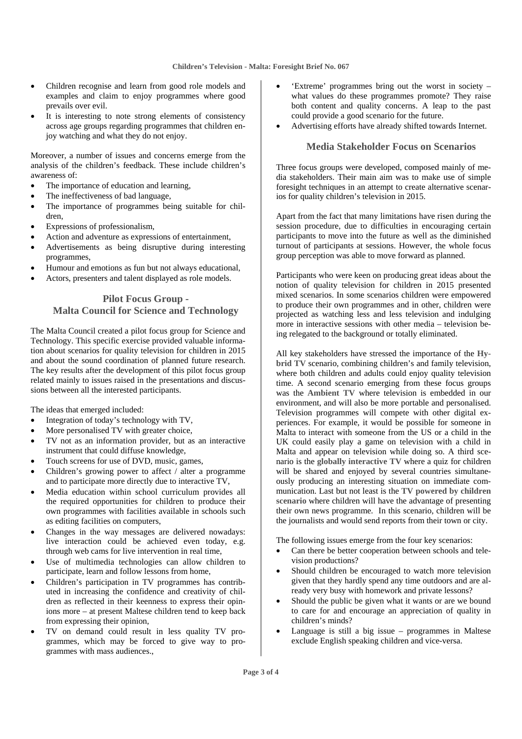- Children recognise and learn from good role models and examples and claim to enjoy programmes where good prevails over evil.
- It is interesting to note strong elements of consistency across age groups regarding programmes that children enjoy watching and what they do not enjoy.

Moreover, a number of issues and concerns emerge from the analysis of the children's feedback. These include children's awareness of:

- The importance of education and learning,
- The ineffectiveness of bad language,
- The importance of programmes being suitable for children,
- Expressions of professionalism,
- Action and adventure as expressions of entertainment,
- Advertisements as being disruptive during interesting programmes,
- Humour and emotions as fun but not always educational,
- Actors, presenters and talent displayed as role models.

## Pilot Focus Group - Malta Council for Science and Technology

The Malta Council created a pilot focus group for Science and Technology. This specific exercise provided valuable information about scenarios for quality television for children in 2015 and about the sound coordination of planned future research. The key results after the development of this pilot focus group related mainly to issues raised in the presentations and discussions between all the interested participants.

The ideas that emerged included:

- Integration of today's technology with TV,
- More personalised TV with greater choice,
- TV not as an information provider, but as an interactive instrument that could diffuse knowledge,
- Touch screens for use of DVD, music, games,
- Children's growing power to affect / alter a programme and to participate more directly due to interactive TV,
- Media education within school curriculum provides all the required opportunities for children to produce their own programmes with facilities available in schools such as editing facilities on computers,
- Changes in the way messages are delivered nowadays: live interaction could be achieved even today, e.g. through web cams for live intervention in real time,
- Use of multimedia technologies can allow children to participate, learn and follow lessons from home,
- Children's participation in TV programmes has contributed in increasing the confidence and creativity of children as reflected in their keenness to express their opinions more – at present Maltese children tend to keep back from expressing their opinion,
- TV on demand could result in less quality TV programmes, which may be forced to give way to programmes with mass audiences.,
- 'Extreme' programmes bring out the worst in society – what values do these programmes promote? They raise both content and quality concerns. A leap to the past could provide a good scenario for the future.
- Advertising efforts have already shifted towards Internet.

## Media Stakeholder Focus on Scenarios

Three focus groups were developed, composed mainly of media stakeholders. Their main aim was to make use of simple foresight techniques in an attempt to create alternative scenarios for quality children's television in 2015.

Apart from the fact that many limitations have risen during the session procedure, due to difficulties in encouraging certain participants to move into the future as well as the diminished turnout of participants at sessions. However, the whole focus group perception was able to move forward as planned.

Participants who were keen on producing great ideas about the notion of quality television for children in 2015 presented mixed scenarios. In some scenarios children were empowered to produce their own programmes and in other, children were projected as watching less and less television and indulging more in interactive sessions with other media – television being relegated to the background or totally eliminated.

All key stakeholders have stressed the importance of the **Hybrid TV** scenario, combining children's and family television, where both children and adults could enjoy quality television time. A second scenario emerging from these focus groups was the **Ambient TV** where television is embedded in our environment, and will also be more portable and personalised. Television programmes will compete with other digital experiences. For example, it would be possible for someone in Malta to interact with someone from the US or a child in the UK could easily play a game on television with a child in Malta and appear on television while doing so. A third scenario is the **globally interactive TV** where a quiz for children will be shared and enjoyed by several countries simultaneously producing an interesting situation on immediate communication. Last but not least is the **TV powered by children scenario** where children will have the advantage of presenting their own news programme. In this scenario, children will be the journalists and would send reports from their town or city.

The following issues emerge from the four key scenarios:

- Can there be better cooperation between schools and television productions?
- Should children be encouraged to watch more television given that they hardly spend any time outdoors and are already very busy with homework and private lessons?
- Should the public be given what it wants or are we bound to care for and encourage an appreciation of quality in children's minds?
- Language is still a big issue – programmes in Maltese exclude English speaking children and vice-versa.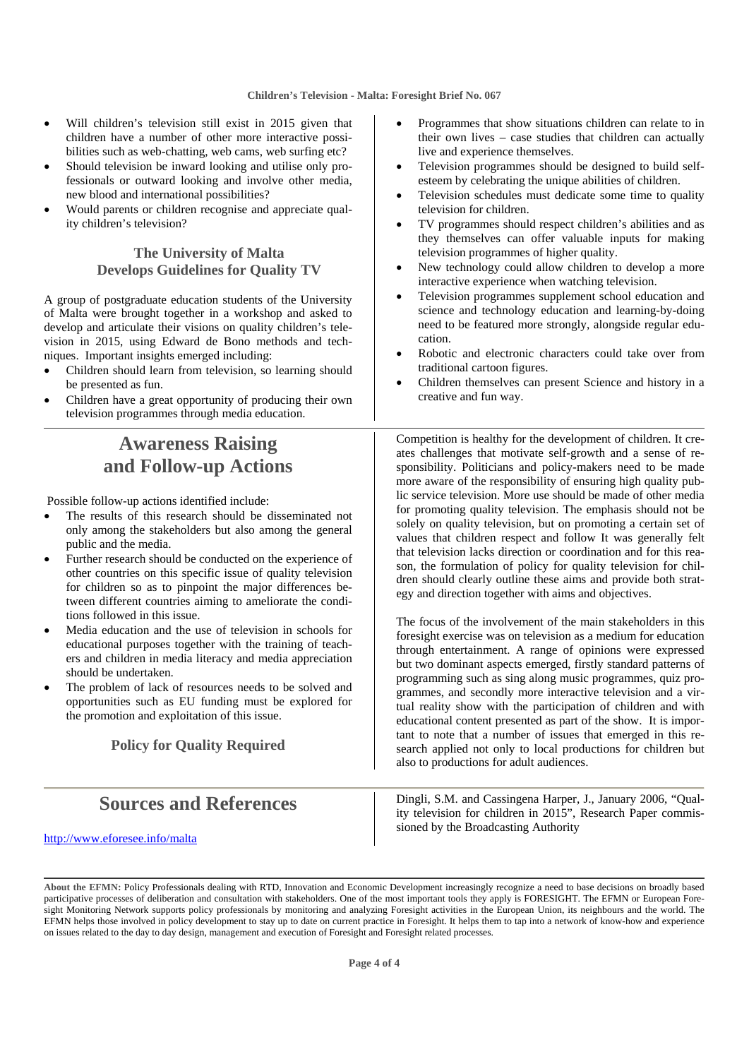- Will children's television still exist in 2015 given that children have a number of other more interactive possibilities such as web-chatting, web cams, web surfing etc?
- Should television be inward looking and utilise only professionals or outward looking and involve other media, new blood and international possibilities?
- Would parents or children recognise and appreciate quality children's television?

### The University of Malta Develops Guidelines for Quality TV

A group of postgraduate education students of the University of Malta were brought together in a workshop and asked to develop and articulate their visions on quality children's television in 2015, using Edward de Bono methods and techniques. Important insights emerged including:

- Children should learn from television, so learning should be presented as fun.
- Children have a great opportunity of producing their own television programmes through media education.
- Programmes that show situations children can relate to in their own lives – case studies that children can actually live and experience themselves.
- Television programmes should be designed to build self-esteem by celebrating the unique abilities of children.
- Television schedules must dedicate some time to quality television for children.
- TV programmes should respect children's abilities and as they themselves can offer valuable inputs for making television programmes of higher quality.
- New technology could allow children to develop a more interactive experience when watching television.
- Television programmes supplement school education and science and technology education and learning-by-doing need to be featured more strongly, alongside regular education.
- Robotic and electronic characters could take over from traditional cartoon figures.
- Children themselves can present Science and history in a creative and fun way.

## Awareness Raising and Follow-up Actions

Possible follow-up actions identified include:

- The results of this research should be disseminated not only among the stakeholders but also among the general public and the media.
- Further research should be conducted on the experience of other countries on this specific issue of quality television for children so as to pinpoint the major differences between different countries aiming to ameliorate the conditions followed in this issue.
- Media education and the use of television in schools for educational purposes together with the training of teachers and children in media literacy and media appreciation should be undertaken.
- The problem of lack of resources needs to be solved and opportunities such as EU funding must be explored for the promotion and exploitation of this issue.

### Policy for Quality Required

Competition is healthy for the development of children. It creates challenges that motivate self-growth and a sense of responsibility. Politicians and policy-makers need to be made more aware of the responsibility of ensuring high quality public service television. More use should be made of other media for promoting quality television. The emphasis should not be solely on quality television, but on promoting a certain set of values that children respect and follow It was generally felt that television lacks direction or coordination and for this reason, the formulation of policy for quality television for children should clearly outline these aims and provide both strategy and direction together with aims and objectives.

The focus of the involvement of the main stakeholders in this foresight exercise was on television as a medium for education through entertainment. A range of opinions were expressed but two dominant aspects emerged, firstly standard patterns of programming such as sing along music programmes, quiz programmes, and secondly more interactive television and a virtual reality show with the participation of children and with educational content presented as part of the show. It is important to note that a number of issues that emerged in this research applied not only to local productions for children but also to productions for adult audiences.

## Sources and References

http://www.eforesee.info/malta

Dingli, S.M. and Cassingena Harper, J., January 2006, "Quality television for children in 2015", Research Paper commissioned by the Broadcasting Authority

**About the EFMN:** Policy Professionals dealing with RTD, Innovation and Economic Development increasingly recognize a need to base decisions on broadly based participative processes of deliberation and consultation with stakeholders. One of the most important tools they apply is FORESIGHT. The EFMN or European Foresight Monitoring Network supports policy professionals by monitoring and analyzing Foresight activities in the European Union, its neighbours and the world. The EFMN helps those involved in policy development to stay up to date on current practice in Foresight. It helps them to tap into a network of know-how and experience on issues related to the day to day design, management and execution of Foresight and Foresight related processes.